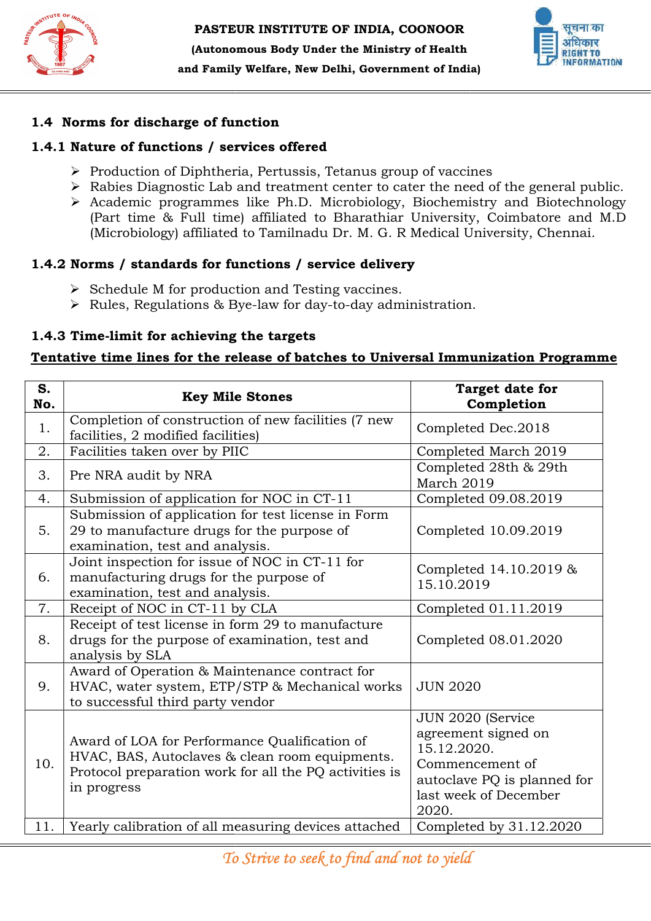## 1.4 Norms for discharge of function

### 1.4.1 Nature of functions / services offered

- Production of Diphtheria, Pertussis, Tetanus group of vaccines
- Rabies Diagnostic Lab and treatment center to cater the need of the general public.
- Academic programmes like Ph.D. Microbiology, Biochemistry and Biotechnology (Part time & Full time) affiliated to Bharathiar University, Coimbatore and M.D (Microbiology) affiliated to Tamilnadu Dr. M. G. R Medical University, Chennai.

### 1.4.2 Norms / standards for functions / service delivery

- Schedule M for production and Testing vaccines.
- Rules, Regulations & Bye-law for day-to-day administration.

### 1.4.3 Time-limit for achieving the targets

**Tentative time lines for the release of batches to Universal Immunization Programme**

| S. No. | Key Mile Stones | Target date for Completion |
|---|---|---|
| 1. | Completion of construction of new facilities (7 new facilities, 2 modified facilities) | Completed Dec.2018 |
| 2. | Facilities taken over by PIIC | Completed March 2019 |
| 3. | Pre NRA audit by NRA | Completed 28th & 29th March 2019 |
| 4. | Submission of application for NOC in CT-11 | Completed 09.08.2019 |
| 5. | Submission of application for test license in Form 29 to manufacture drugs for the purpose of examination, test and analysis. | Completed 10.09.2019 |
| 6. | Joint inspection for issue of NOC in CT-11 for manufacturing drugs for the purpose of examination, test and analysis. | Completed 14.10.2019 & 15.10.2019 |
| 7. | Receipt of NOC in CT-11 by CLA | Completed 01.11.2019 |
| 8. | Receipt of test license in form 29 to manufacture drugs for the purpose of examination, test and analysis by SLA | Completed 08.01.2020 |
| 9. | Award of Operation & Maintenance contract for HVAC, water system, ETP/STP & Mechanical works to successful third party vendor | JUN 2020 |
| 10. | Award of LOA for Performance Qualification of HVAC, BAS, Autoclaves & clean room equipments. Protocol preparation work for all the PQ activities is in progress | JUN 2020 (Service agreement signed on 15.12.2020. Commencement of autoclave PQ is planned for last week of December 2020. |
| 11. | Yearly calibration of all measuring devices attached | Completed by 31.12.2020 |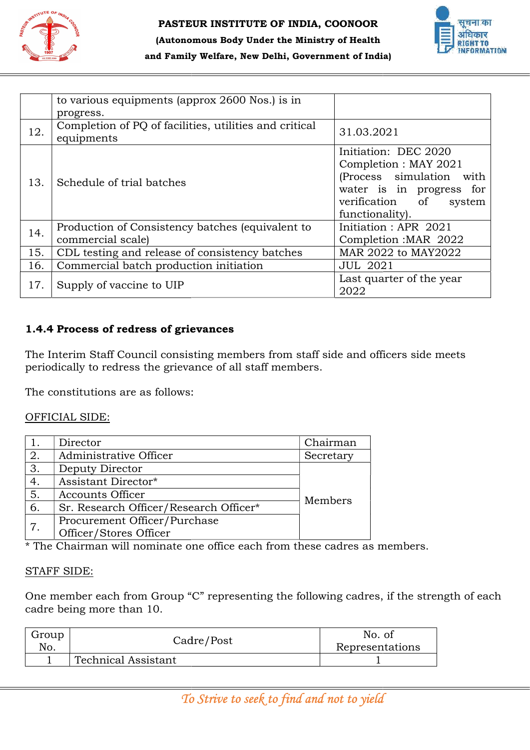| | | |
|---|---|---|
| | to various equipments (approx 2600 Nos.) is in progress. | |
| 12. | Completion of PQ of facilities, utilities and critical equipments | 31.03.2021 |
| 13. | Schedule of trial batches | Initiation: DEC 2020 Completion : MAY 2021 (Process simulation with water is in progress for verification of system functionality). |
| 14. | Production of Consistency batches (equivalent to commercial scale) | Initiation : APR 2021 Completion :MAR 2022 |
| 15. | CDL testing and release of consistency batches | MAR 2022 to MAY2022 |
| 16. | Commercial batch production initiation | JUL 2021 |
| 17. | Supply of vaccine to UIP | Last quarter of the year 2022 |

### 1.4.4 Process of redress of grievances

The Interim Staff Council consisting members from staff side and officers side meets periodically to redress the grievance of all staff members.

The constitutions are as follows:

OFFICIAL SIDE:

| | | |
|---|---|---|
| 1. | Director | Chairman |
| 2. | Administrative Officer | Secretary |
| 3. | Deputy Director | Members |
| 4. | Assistant Director* | |
| 5. | Accounts Officer | |
| 6. | Sr. Research Officer/Research Officer* | |
| 7. | Procurement Officer/Purchase Officer/Stores Officer | |

* The Chairman will nominate one office each from these cadres as members.

STAFF SIDE:

One member each from Group "C" representing the following cadres, if the strength of each cadre being more than 10.

| Group No. | Cadre/Post | No. of Representations |
|---|---|---|
| 1 | Technical Assistant | 1 |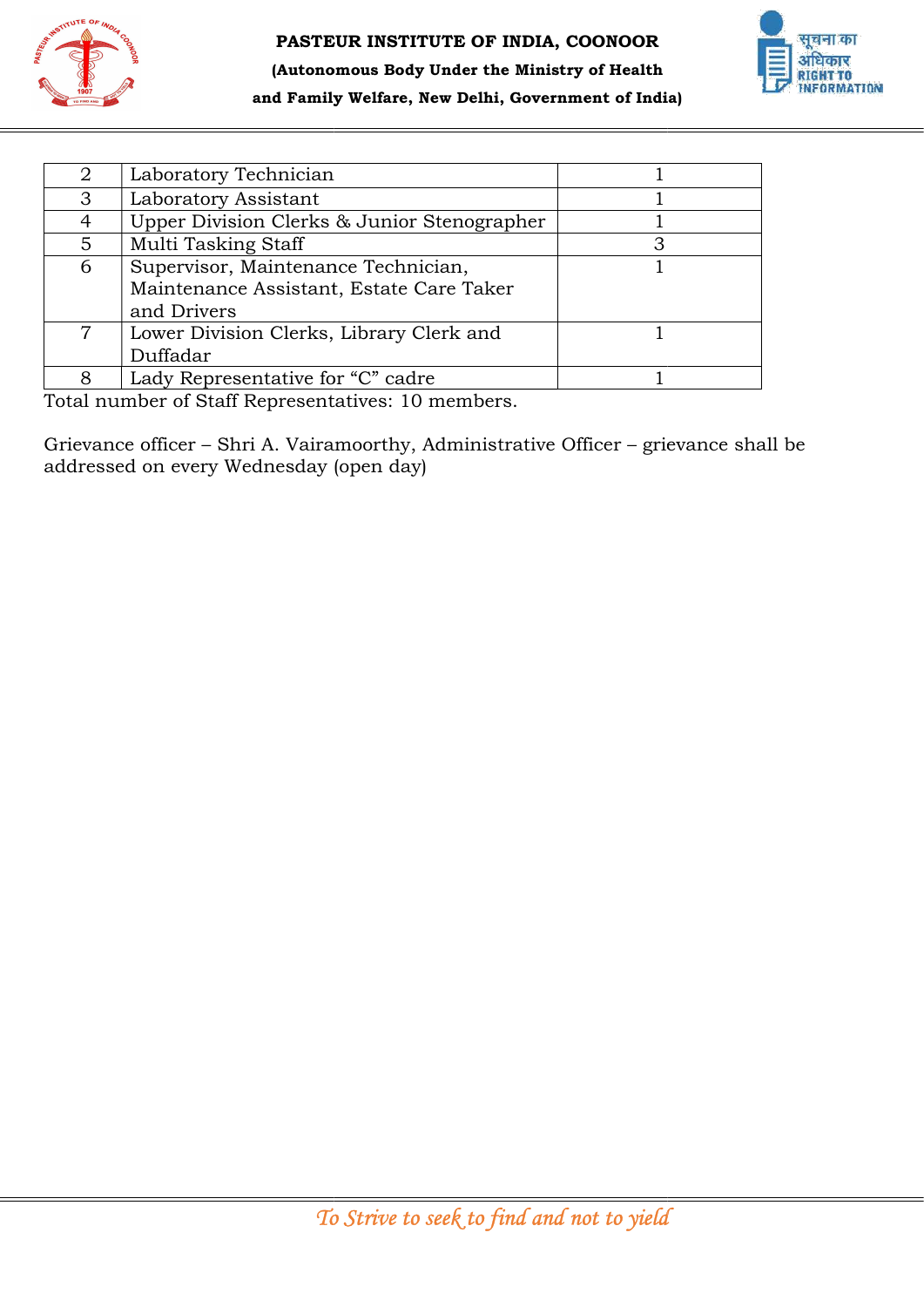| | | |
|---|---|---|
| 2 | Laboratory Technician | 1 |
| 3 | Laboratory Assistant | 1 |
| 4 | Upper Division Clerks & Junior Stenographer | 1 |
| 5 | Multi Tasking Staff | 3 |
| 6 | Supervisor, Maintenance Technician, Maintenance Assistant, Estate Care Taker and Drivers | 1 |
| 7 | Lower Division Clerks, Library Clerk and Duffadar | 1 |
| 8 | Lady Representative for "C" cadre | 1 |

Total number of Staff Representatives: 10 members.

Grievance officer – Shri A. Vairamoorthy, Administrative Officer – grievance shall be addressed on every Wednesday (open day)